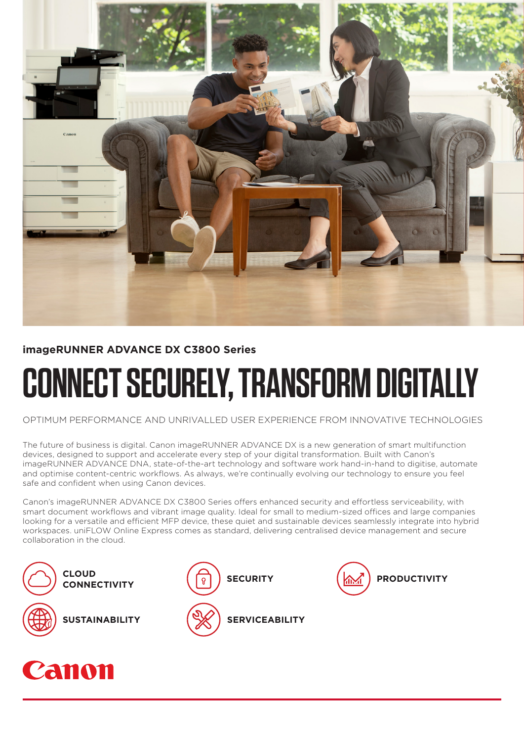**imageRUNNER ADVANCE DX C3800 Series**

# CONNECT SECURELY, TRANSFORM DIGITALLY

OPTIMUM PERFORMANCE AND UNRIVALLED USER EXPERIENCE FROM INNOVATIVE TECHNOLOGIES

The future of business is digital. Canon imageRUNNER ADVANCE DX is a new generation of smart multifunction devices, designed to support and accelerate every step of your digital transformation. Built with Canon's imageRUNNER ADVANCE DNA, state-of-the-art technology and software work hand-in-hand to digitise, automate and optimise content-centric workflows. As always, we're continually evolving our technology to ensure you feel safe and confident when using Canon devices.

Canon's imageRUNNER ADVANCE DX C3800 Series offers enhanced security and effortless serviceability, with smart document workflows and vibrant image quality. Ideal for small to medium-sized offices and large companies looking for a versatile and efficient MFP device, these quiet and sustainable devices seamlessly integrate into hybrid workspaces. uniFLOW Online Express comes as standard, delivering centralised device management and secure collaboration in the cloud.

**CLOUD CONNECTIVITY**

**SECURITY**

**PRODUCTIVITY**

**SUSTAINABILITY**

**SERVICEABILITY**

Canon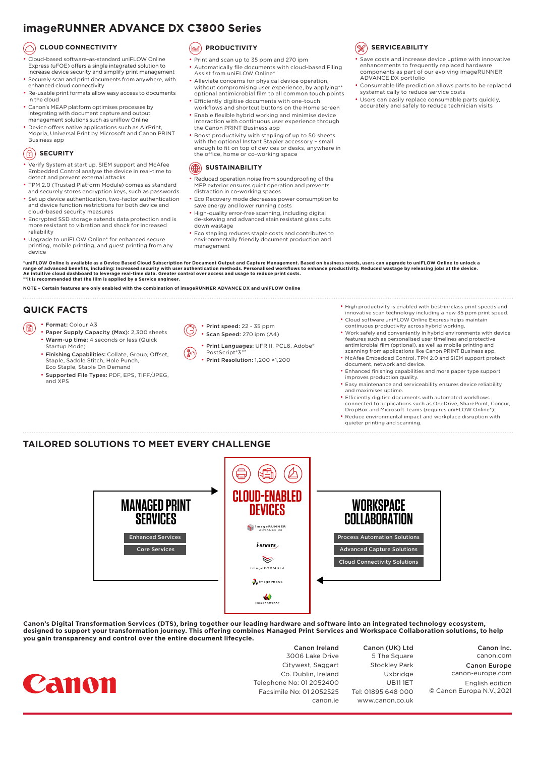# imageRUNNER ADVANCE DX C3800 Series

## CLOUD CONNECTIVITY

- Cloud-based software-as-standard uniFLOW Online Express (uFOE) offers a single integrated solution to increase device security and simplify print management
- Securely scan and print documents from anywhere, with enhanced cloud connectivity
- Re-usable print formats allow easy access to documents in the cloud
- Canon's MEAP platform optimises processes by integrating with document capture and output management solutions such as uniflow Online
- Device offers native applications such as AirPrint, Mopria, Universal Print by Microsoft and Canon PRINT Business app

## SECURITY

- Verify System at start up, SIEM support and McAfee Embedded Control analyse the device in real-time to detect and prevent external attacks
- TPM 2.0 (Trusted Platform Module) comes as standard and securely stores encryption keys, such as passwords
- Set up device authentication, two-factor authentication and device function restrictions for both device and cloud-based security measures
- Encrypted SSD storage extends data protection and is more resistant to vibration and shock for increased reliability
- Upgrade to uniFLOW Online* for enhanced secure printing, mobile printing, and guest printing from any device

## PRODUCTIVITY

- Print and scan up to 35 ppm and 270 ipm
- Automatically file documents with cloud-based Filing Assist from uniFLOW Online*
- Alleviate concerns for physical device operation, without compromising user experience, by applying** optional antimicrobial film to all common touch points
- Efficiently digitise documents with one-touch workflows and shortcut buttons on the Home screen
- Enable flexible hybrid working and minimise device interaction with continuous user experience through the Canon PRINT Business app
- Boost productivity with stapling of up to 50 sheets with the optional Instant Stapler accessory – small enough to fit on top of devices or desks, anywhere in the office, home or co-working space

## SUSTAINABILITY

- Reduced operation noise from soundproofing of the MFP exterior ensures quiet operation and prevents distraction in co-working spaces
- Eco Recovery mode decreases power consumption to save energy and lower running costs
- High-quality error-free scanning, including digital de-skewing and advanced stain resistant glass cuts down wastage
- Eco stapling reduces staple costs and contributes to environmentally friendly document production and management

## SERVICEABILITY

- Save costs and increase device uptime with innovative enhancements to frequently replaced hardware components as part of our evolving imageRUNNER ADVANCE DX portfolio
- Consumable life prediction allows parts to be replaced systematically to reduce service costs
- Users can easily replace consumable parts quickly, accurately and safely to reduce technician visits

**\*uniFLOW Online is available as a Device Based Cloud Subscription for Document Output and Capture Management. Based on business needs, users can upgrade to uniFLOW Online to unlock a range of advanced benefits, including: Increased security with user authentication methods. Personalised workflows to enhance productivity. Reduced wastage by releasing jobs at the device. An intuitive cloud dashboard to leverage real-time data. Greater control over access and usage to reduce print costs.**
**\*\*It is recommended that the film is applied by a Service engineer.**

**NOTE – Certain features are only enabled with the combination of imageRUNNER ADVANCE DX and uniFLOW Online**

## QUICK FACTS

- **Format:** Colour A3
- **Paper Supply Capacity (Max):** 2,300 sheets
- **Warm-up time:** 4 seconds or less (Quick Startup Mode)
- **Finishing Capabilities:** Collate, Group, Offset, Staple, Saddle Stitch, Hole Punch, Eco Staple, Staple On Demand
- **Supported File Types:** PDF, EPS, TIFF/JPEG, and XPS

- **Print speed:** 22 - 35 ppm
- **Scan Speed:** 270 ipm (A4)

- **Print Languages:** UFR II, PCL6, Adobe® PostScript®3™
- **Print Resolution:** 1,200 ×1,200

- High productivity is enabled with best-in-class print speeds and innovative scan technology including a new 35 ppm print speed.
- Cloud software uniFLOW Online Express helps maintain continuous productivity across hybrid working.
- Work safely and conveniently in hybrid environments with device features such as personalised user timelines and protective antimicrobial film (optional), as well as mobile printing and scanning from applications like Canon PRINT Business app.
- McAfee Embedded Control, TPM 2.0 and SIEM support protect document, network and device.
- Enhanced finishing capabilities and more paper type support improves production quality.
- Easy maintenance and serviceability ensures device reliability and maximises uptime.
- Efficiently digitise documents with automated workflows connected to applications such as OneDrive, SharePoint, Concur, DropBox and Microsoft Teams (requires uniFLOW Online*).
- Reduce environmental impact and workplace disruption with quieter printing and scanning.

## TAILORED SOLUTIONS TO MEET EVERY CHALLENGE

MANAGED PRINT SERVICES
Enhanced Services
Core Services

CLOUD-ENABLED DEVICES
imageRUNNER ADVANCE DX
i-SENSYS
imageFORMULA
imagePRESS
imagePROGRAF

WORKSPACE COLLABORATION
Process Automation Solutions
Advanced Capture Solutions
Cloud Connectivity Solutions

**Canon's Digital Transformation Services (DTS), bring together our leading hardware and software into an integrated technology ecosystem, designed to support your transformation journey. This offering combines Managed Print Services and Workspace Collaboration solutions, to help you gain transparency and control over the entire document lifecycle.**

Canon

Canon Ireland
3006 Lake Drive
Citywest, Saggart
Co. Dublin, Ireland
Telephone No: 01 2052400
Facsimile No: 01 2052525
canon.ie

Canon (UK) Ltd
5 The Square
Stockley Park
Uxbridge
UB11 1ET
Tel: 01895 648 000
www.canon.co.uk

Canon Inc.
canon.com

Canon Europe
canon-europe.com

English edition
© Canon Europa N.V.,2021